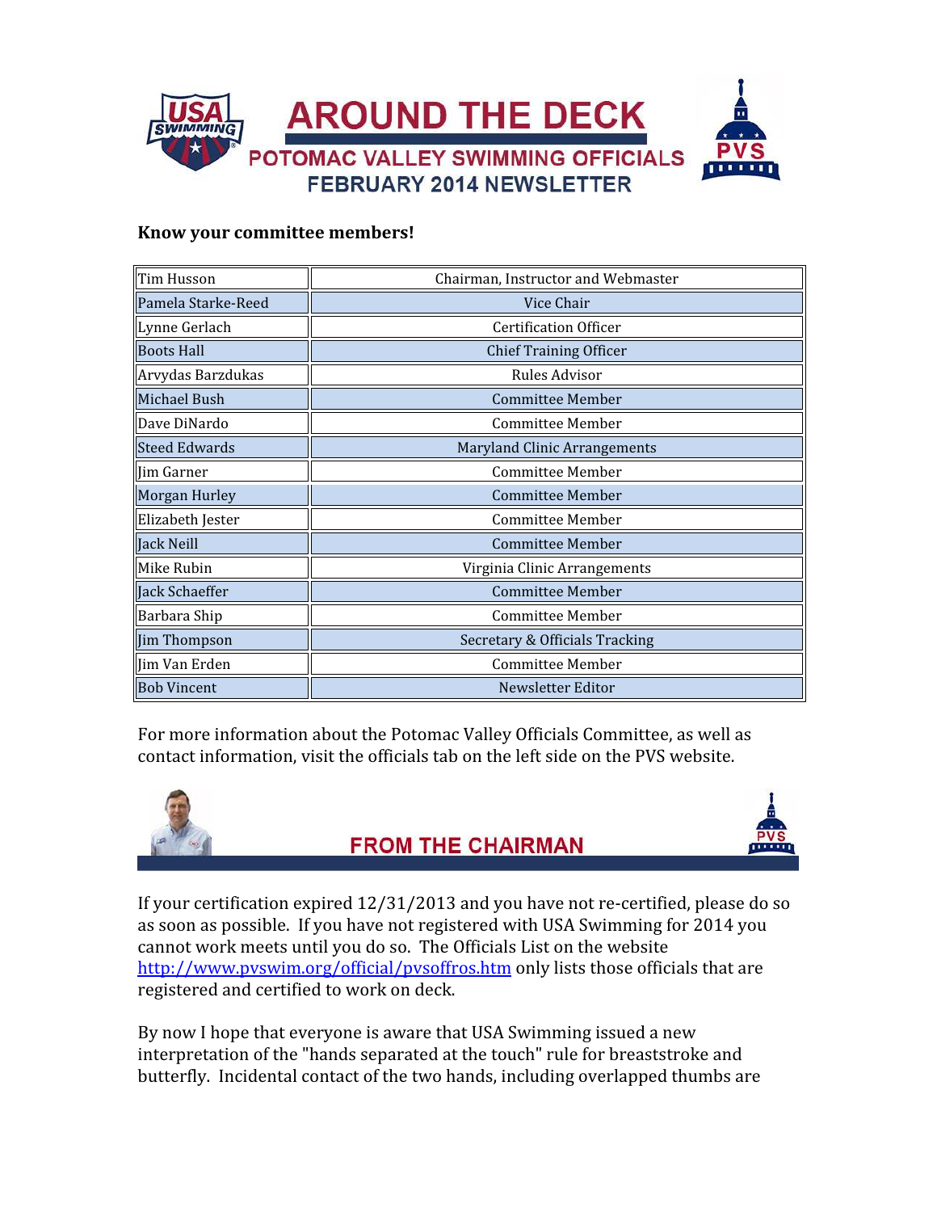# AROUND THE DECK

## POTOMAC VALLEY SWIMMING OFFICIALS

## FEBRUARY 2014 NEWSLETTER

**Know your committee members!**

| | |
|---|---|
| Tim Husson | Chairman, Instructor and Webmaster |
| Pamela Starke-Reed | Vice Chair |
| Lynne Gerlach | Certification Officer |
| Boots Hall | Chief Training Officer |
| Arvydas Barzdukas | Rules Advisor |
| Michael Bush | Committee Member |
| Dave DiNardo | Committee Member |
| Steed Edwards | Maryland Clinic Arrangements |
| Jim Garner | Committee Member |
| Morgan Hurley | Committee Member |
| Elizabeth Jester | Committee Member |
| Jack Neill | Committee Member |
| Mike Rubin | Virginia Clinic Arrangements |
| Jack Schaeffer | Committee Member |
| Barbara Ship | Committee Member |
| Jim Thompson | Secretary & Officials Tracking |
| Jim Van Erden | Committee Member |
| Bob Vincent | Newsletter Editor |

For more information about the Potomac Valley Officials Committee, as well as contact information, visit the officials tab on the left side on the PVS website.

## FROM THE CHAIRMAN

If your certification expired 12/31/2013 and you have not re-certified, please do so as soon as possible. If you have not registered with USA Swimming for 2014 you cannot work meets until you do so. The Officials List on the website http://www.pvswim.org/official/pvsoffros.htm only lists those officials that are registered and certified to work on deck.

By now I hope that everyone is aware that USA Swimming issued a new interpretation of the "hands separated at the touch" rule for breaststroke and butterfly. Incidental contact of the two hands, including overlapped thumbs are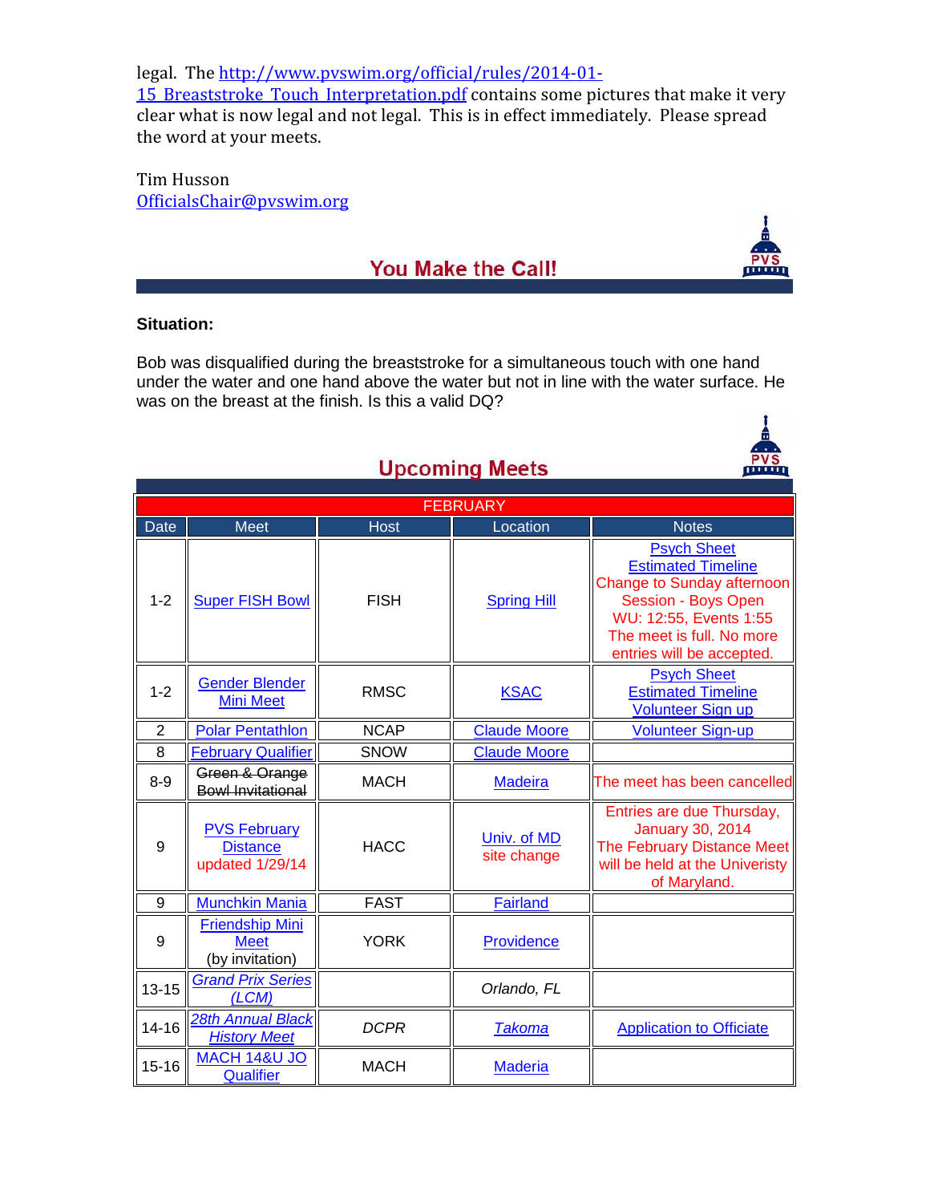legal. The http://www.pvswim.org/official/rules/2014-01-15_Breaststroke_Touch_Interpretation.pdf contains some pictures that make it very clear what is now legal and not legal. This is in effect immediately. Please spread the word at your meets.

Tim Husson
OfficialsChair@pvswim.org

## You Make the Call!

**Situation:**

Bob was disqualified during the breaststroke for a simultaneous touch with one hand under the water and one hand above the water but not in line with the water surface. He was on the breast at the finish. Is this a valid DQ?

## Upcoming Meets

| FEBRUARY | | | | |
|---|---|---|---|---|
| Date | Meet | Host | Location | Notes |
| 1-2 | Super FISH Bowl | FISH | Spring Hill | Psych Sheet<br>Estimated Timeline<br>Change to Sunday afternoon Session - Boys Open WU: 12:55, Events 1:55<br>The meet is full. No more entries will be accepted. |
| 1-2 | Gender Blender Mini Meet | RMSC | KSAC | Psych Sheet<br>Estimated Timeline<br>Volunteer Sign up |
| 2 | Polar Pentathlon | NCAP | Claude Moore | Volunteer Sign-up |
| 8 | February Qualifier | SNOW | Claude Moore | |
| 8-9 | ~~Green & Orange Bowl Invitational~~ | MACH | Madeira | The meet has been cancelled |
| 9 | PVS February Distance<br>updated 1/29/14 | HACC | Univ. of MD<br>site change | Entries are due Thursday, January 30, 2014<br>The February Distance Meet will be held at the Univeristy of Maryland. |
| 9 | Munchkin Mania | FAST | Fairland | |
| 9 | Friendship Mini Meet<br>(by invitation) | YORK | Providence | |
| 13-15 | *Grand Prix Series (LCM)* | | *Orlando, FL* | |
| 14-16 | *28th Annual Black History Meet* | *DCPR* | *Takoma* | Application to Officiate |
| 15-16 | MACH 14&U JO Qualifier | MACH | Maderia | |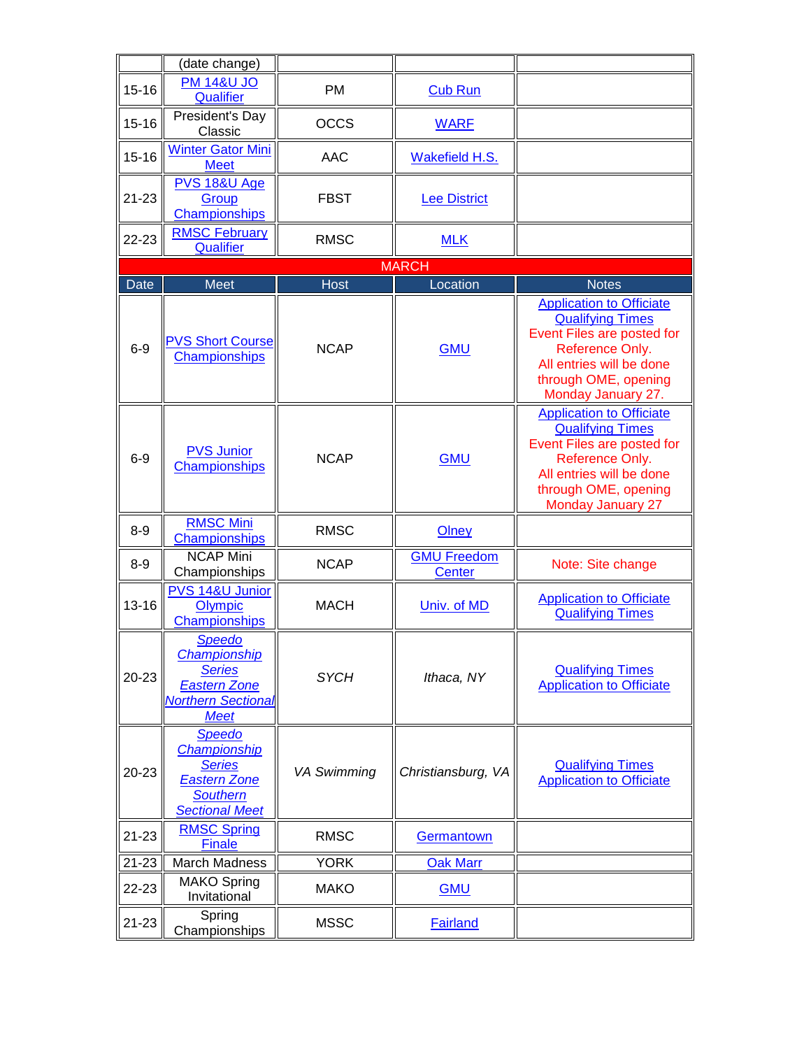| | (date change) | | | |
|---|---|---|---|---|
| 15-16 | PM 14&U JO Qualifier | PM | Cub Run | |
| 15-16 | President's Day Classic | OCCS | WARF | |
| 15-16 | Winter Gator Mini Meet | AAC | Wakefield H.S. | |
| 21-23 | PVS 18&U Age Group Championships | FBST | Lee District | |
| 22-23 | RMSC February Qualifier | RMSC | MLK | |
| **MARCH** | | | | |
| **Date** | **Meet** | **Host** | **Location** | **Notes** |
| 6-9 | PVS Short Course Championships | NCAP | GMU | Application to Officiate<br>Qualifying Times<br>Event Files are posted for Reference Only.<br>All entries will be done through OME, opening Monday January 27. |
| 6-9 | PVS Junior Championships | NCAP | GMU | Application to Officiate<br>Qualifying Times<br>Event Files are posted for Reference Only.<br>All entries will be done through OME, opening Monday January 27 |
| 8-9 | RMSC Mini Championships | RMSC | Olney | |
| 8-9 | NCAP Mini Championships | NCAP | GMU Freedom Center | Note: Site change |
| 13-16 | PVS 14&U Junior Olympic Championships | MACH | Univ. of MD | Application to Officiate<br>Qualifying Times |
| 20-23 | *Speedo Championship Series Eastern Zone Northern Sectional Meet* | *SYCH* | *Ithaca, NY* | Qualifying Times<br>Application to Officiate |
| 20-23 | *Speedo Championship Series Eastern Zone Southern Sectional Meet* | *VA Swimming* | *Christiansburg, VA* | Qualifying Times<br>Application to Officiate |
| 21-23 | RMSC Spring Finale | RMSC | Germantown | |
| 21-23 | March Madness | YORK | Oak Marr | |
| 22-23 | MAKO Spring Invitational | MAKO | GMU | |
| 21-23 | Spring Championships | MSSC | Fairland | |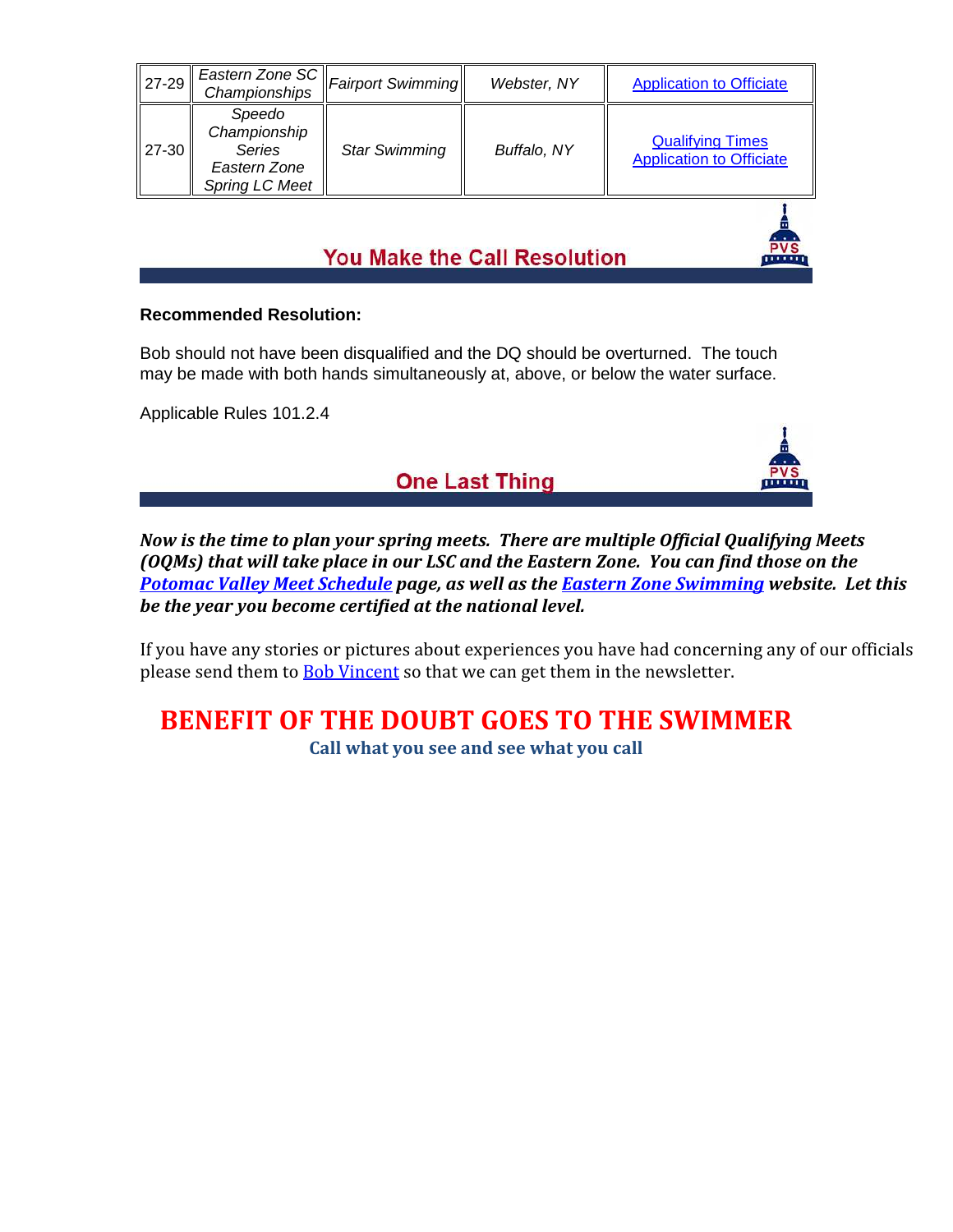| | | | | |
|---|---|---|---|---|
| 27-29 | *Eastern Zone SC Championships* | *Fairport Swimming* | *Webster, NY* | Application to Officiate |
| 27-30 | *Speedo Championship Series Eastern Zone Spring LC Meet* | *Star Swimming* | *Buffalo, NY* | Qualifying Times<br>Application to Officiate |

## You Make the Call Resolution

**Recommended Resolution:**

Bob should not have been disqualified and the DQ should be overturned. The touch may be made with both hands simultaneously at, above, or below the water surface.

Applicable Rules 101.2.4

## One Last Thing

***Now is the time to plan your spring meets. There are multiple Official Qualifying Meets (OQMs) that will take place in our LSC and the Eastern Zone. You can find those on the Potomac Valley Meet Schedule page, as well as the Eastern Zone Swimming website. Let this be the year you become certified at the national level.***

If you have any stories or pictures about experiences you have had concerning any of our officials please send them to Bob Vincent so that we can get them in the newsletter.

**BENEFIT OF THE DOUBT GOES TO THE SWIMMER**

**Call what you see and see what you call**